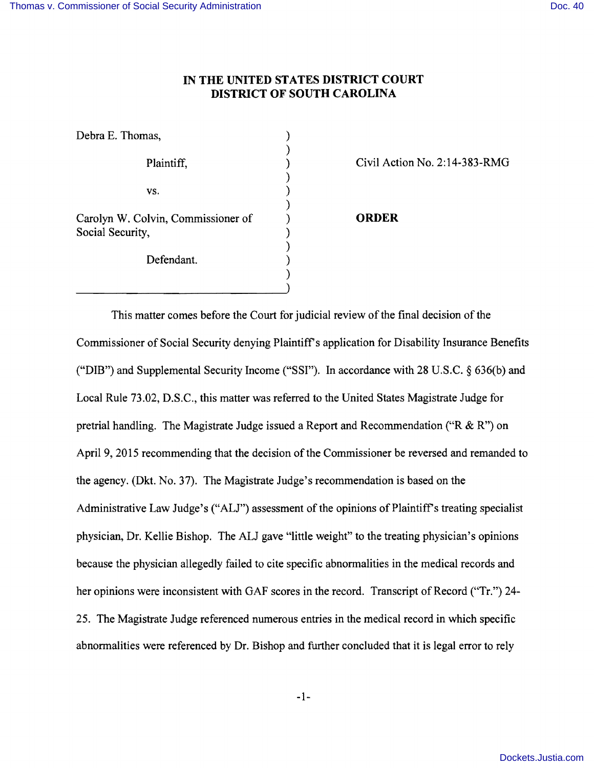# IN THE UNITED STATES DISTRICT COURT
# DISTRICT OF SOUTH CAROLINA

Debra E. Thomas,

Plaintiff,

vs.

Carolyn W. Colvin, Commissioner of Social Security,

Defendant.

Civil Action No. 2:14-383-RMG

**ORDER**

This matter comes before the Court for judicial review of the final decision of the Commissioner of Social Security denying Plaintiff's application for Disability Insurance Benefits ("DIB") and Supplemental Security Income ("SSI"). In accordance with 28 U.S.C. § 636(b) and Local Rule 73.02, D.S.C., this matter was referred to the United States Magistrate Judge for pretrial handling. The Magistrate Judge issued a Report and Recommendation ("R & R") on April 9, 2015 recommending that the decision of the Commissioner be reversed and remanded to the agency. (Dkt. No. 37). The Magistrate Judge's recommendation is based on the Administrative Law Judge's ("ALJ") assessment of the opinions of Plaintiff's treating specialist physician, Dr. Kellie Bishop. The ALJ gave "little weight" to the treating physician's opinions because the physician allegedly failed to cite specific abnormalities in the medical records and her opinions were inconsistent with GAF scores in the record. Transcript of Record ("Tr.") 24-25. The Magistrate Judge referenced numerous entries in the medical record in which specific abnormalities were referenced by Dr. Bishop and further concluded that it is legal error to rely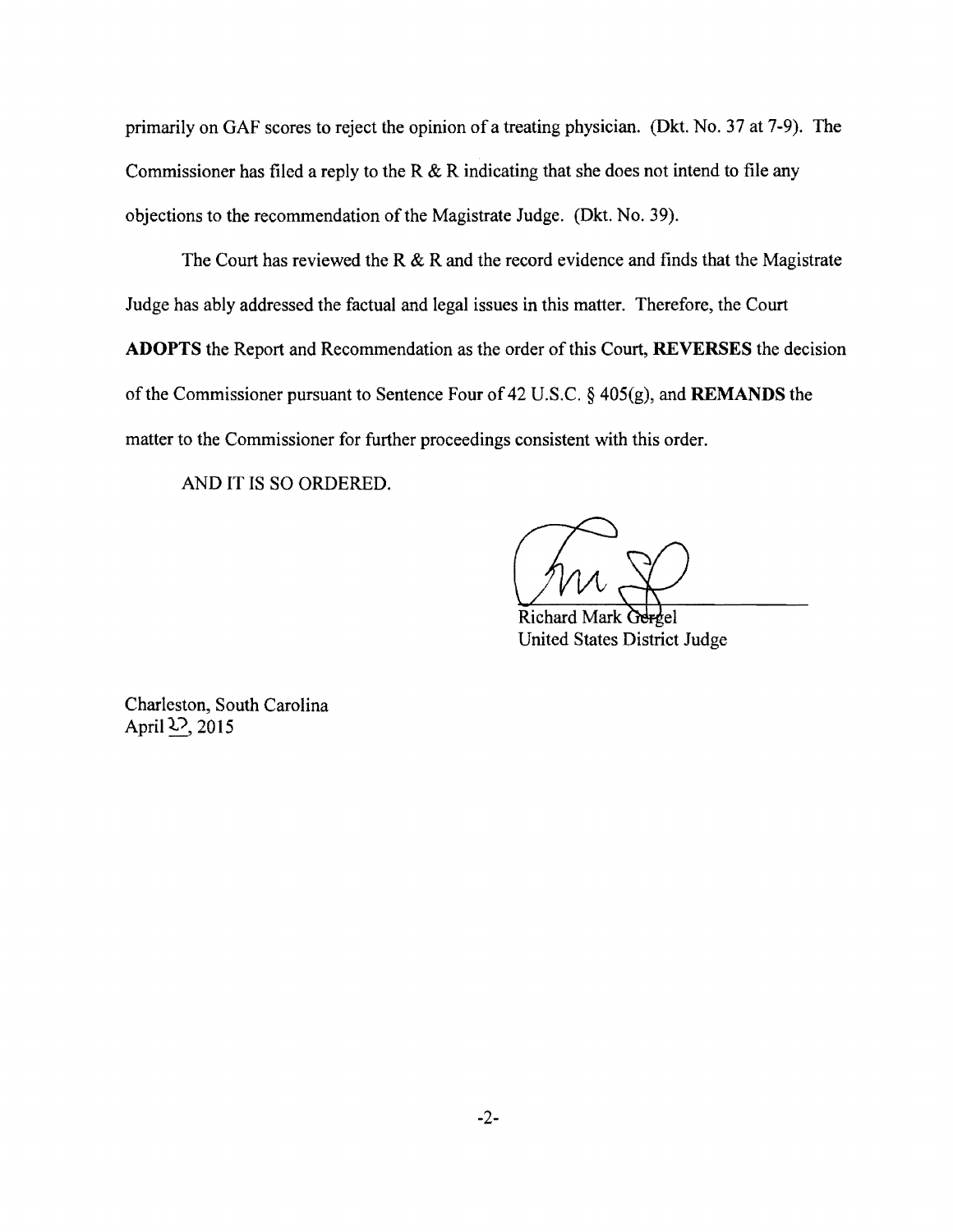primarily on GAF scores to reject the opinion of a treating physician. (Dkt. No. 37 at 7-9). The Commissioner has filed a reply to the R & R indicating that she does not intend to file any objections to the recommendation of the Magistrate Judge. (Dkt. No. 39).

The Court has reviewed the R & R and the record evidence and finds that the Magistrate Judge has ably addressed the factual and legal issues in this matter. Therefore, the Court **ADOPTS** the Report and Recommendation as the order of this Court, **REVERSES** the decision of the Commissioner pursuant to Sentence Four of 42 U.S.C. § 405(g), and **REMANDS** the matter to the Commissioner for further proceedings consistent with this order.

AND IT IS SO ORDERED.

Richard Mark Gergel
United States District Judge

Charleston, South Carolina
April 22, 2015